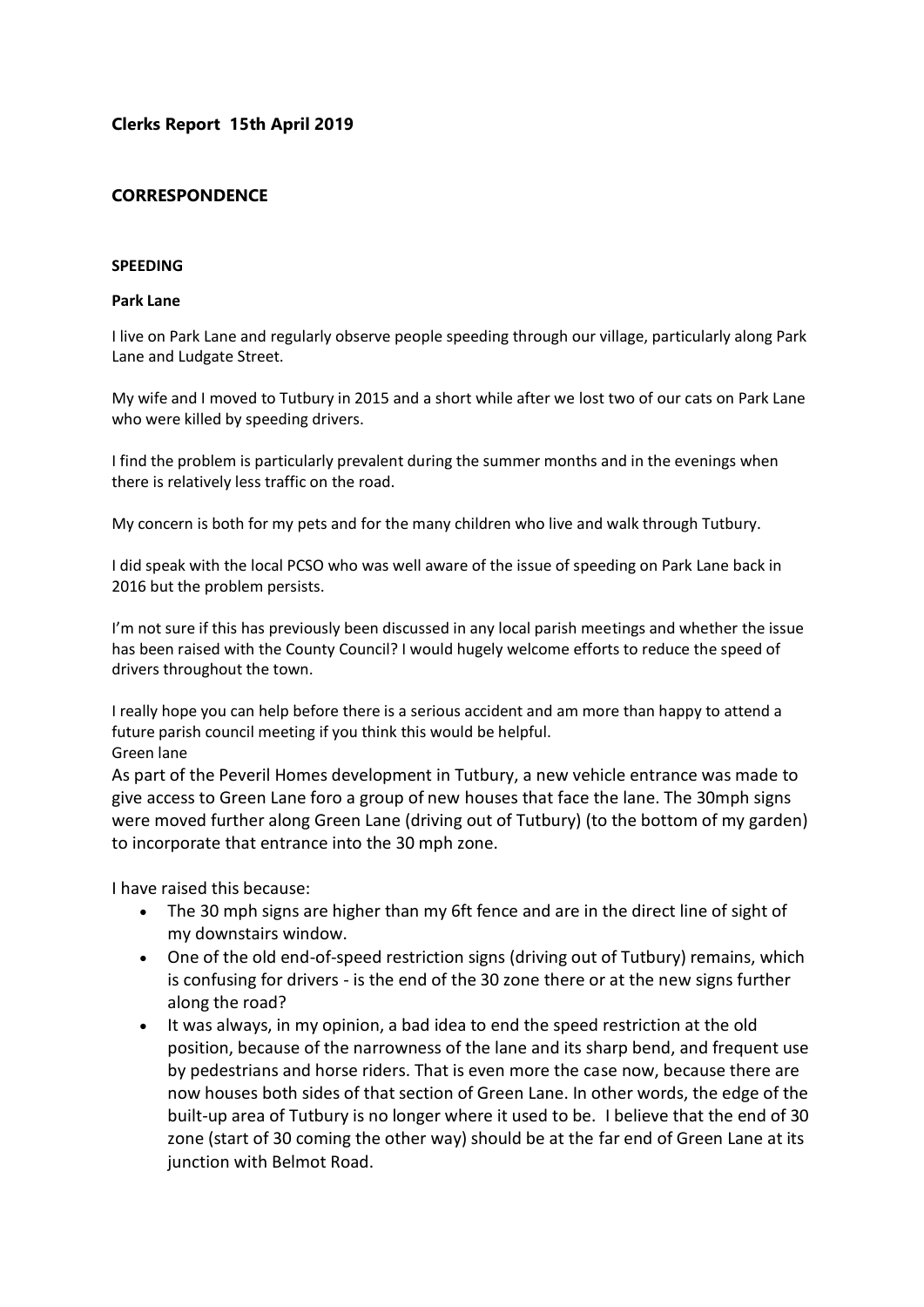# Clerks Report 15th April 2019

## CORRESPONDENCE

### SPEEDING

#### Park Lane

I live on Park Lane and regularly observe people speeding through our village, particularly along Park Lane and Ludgate Street.

My wife and I moved to Tutbury in 2015 and a short while after we lost two of our cats on Park Lane who were killed by speeding drivers.

I find the problem is particularly prevalent during the summer months and in the evenings when there is relatively less traffic on the road.

My concern is both for my pets and for the many children who live and walk through Tutbury.

I did speak with the local PCSO who was well aware of the issue of speeding on Park Lane back in 2016 but the problem persists.

I'm not sure if this has previously been discussed in any local parish meetings and whether the issue has been raised with the County Council? I would hugely welcome efforts to reduce the speed of drivers throughout the town.

I really hope you can help before there is a serious accident and am more than happy to attend a future parish council meeting if you think this would be helpful.

Green lane

As part of the Peveril Homes development in Tutbury, a new vehicle entrance was made to give access to Green Lane foro a group of new houses that face the lane. The 30mph signs were moved further along Green Lane (driving out of Tutbury) (to the bottom of my garden) to incorporate that entrance into the 30 mph zone.

I have raised this because:

- The 30 mph signs are higher than my 6ft fence and are in the direct line of sight of my downstairs window.
- One of the old end-of-speed restriction signs (driving out of Tutbury) remains, which is confusing for drivers - is the end of the 30 zone there or at the new signs further along the road?
- It was always, in my opinion, a bad idea to end the speed restriction at the old position, because of the narrowness of the lane and its sharp bend, and frequent use by pedestrians and horse riders. That is even more the case now, because there are now houses both sides of that section of Green Lane. In other words, the edge of the built-up area of Tutbury is no longer where it used to be. I believe that the end of 30 zone (start of 30 coming the other way) should be at the far end of Green Lane at its junction with Belmot Road.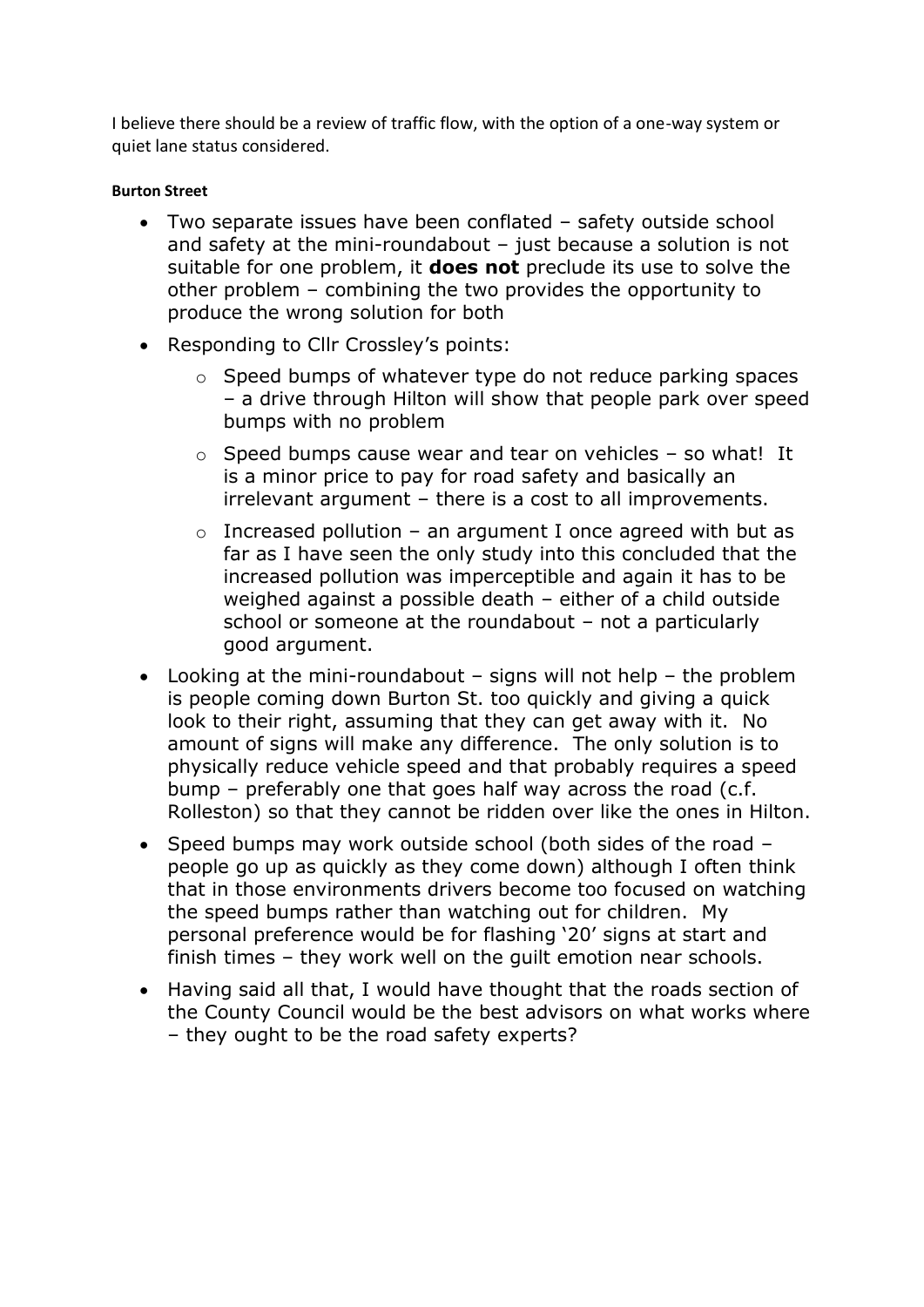I believe there should be a review of traffic flow, with the option of a one-way system or quiet lane status considered.

**Burton Street**

- Two separate issues have been conflated – safety outside school and safety at the mini-roundabout – just because a solution is not suitable for one problem, it **does not** preclude its use to solve the other problem – combining the two provides the opportunity to produce the wrong solution for both
- Responding to Cllr Crossley's points:
    - Speed bumps of whatever type do not reduce parking spaces – a drive through Hilton will show that people park over speed bumps with no problem
    - Speed bumps cause wear and tear on vehicles – so what! It is a minor price to pay for road safety and basically an irrelevant argument – there is a cost to all improvements.
    - Increased pollution – an argument I once agreed with but as far as I have seen the only study into this concluded that the increased pollution was imperceptible and again it has to be weighed against a possible death – either of a child outside school or someone at the roundabout – not a particularly good argument.
- Looking at the mini-roundabout – signs will not help – the problem is people coming down Burton St. too quickly and giving a quick look to their right, assuming that they can get away with it. No amount of signs will make any difference. The only solution is to physically reduce vehicle speed and that probably requires a speed bump – preferably one that goes half way across the road (c.f. Rolleston) so that they cannot be ridden over like the ones in Hilton.
- Speed bumps may work outside school (both sides of the road – people go up as quickly as they come down) although I often think that in those environments drivers become too focused on watching the speed bumps rather than watching out for children. My personal preference would be for flashing '20' signs at start and finish times – they work well on the guilt emotion near schools.
- Having said all that, I would have thought that the roads section of the County Council would be the best advisors on what works where – they ought to be the road safety experts?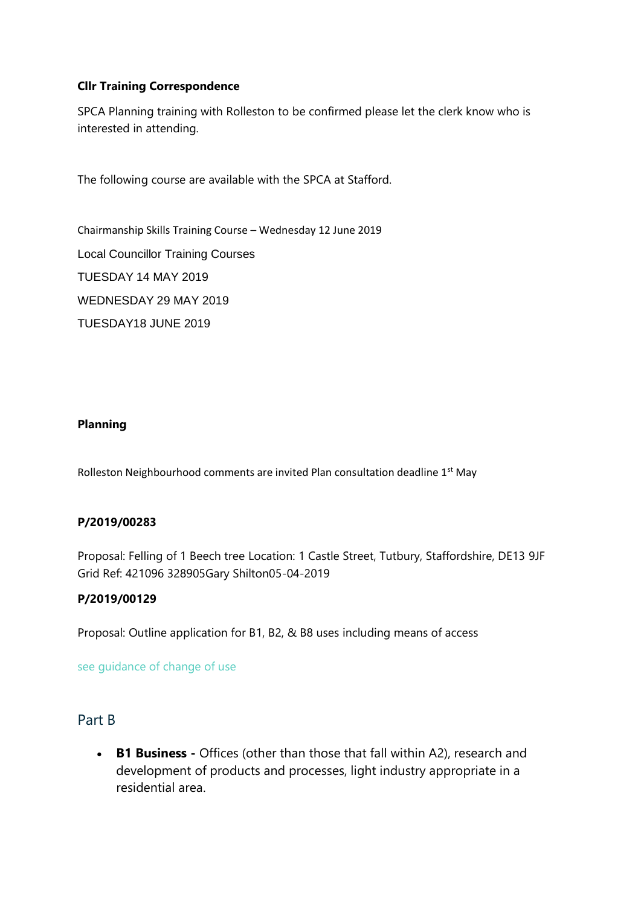**Cllr Training Correspondence**

SPCA Planning training with Rolleston to be confirmed please let the clerk know who is interested in attending.

The following course are available with the SPCA at Stafford.

Chairmanship Skills Training Course – Wednesday 12 June 2019

Local Councillor Training Courses

TUESDAY 14 MAY 2019

WEDNESDAY 29 MAY 2019

TUESDAY18 JUNE 2019

**Planning**

Rolleston Neighbourhood comments are invited Plan consultation deadline 1st May

**P/2019/00283**

Proposal: Felling of 1 Beech tree Location: 1 Castle Street, Tutbury, Staffordshire, DE13 9JF Grid Ref: 421096 328905Gary Shilton05-04-2019

**P/2019/00129**

Proposal: Outline application for B1, B2, & B8 uses including means of access

see guidance of change of use

## Part B

- **B1 Business -** Offices (other than those that fall within A2), research and development of products and processes, light industry appropriate in a residential area.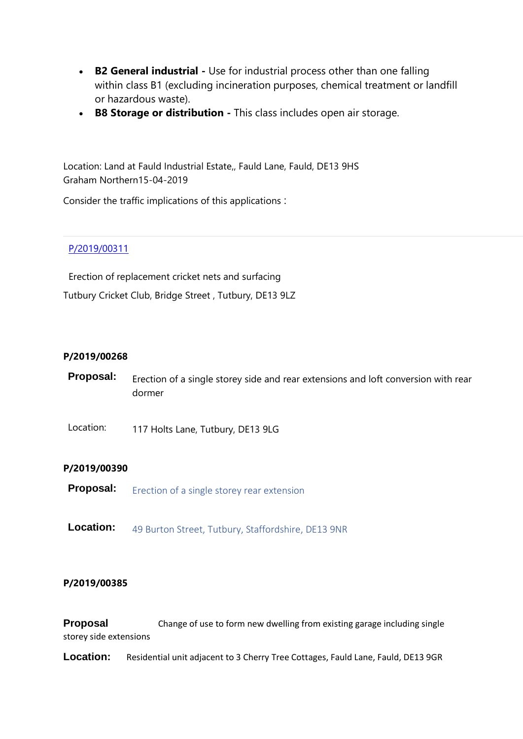- **B2 General industrial -** Use for industrial process other than one falling within class B1 (excluding incineration purposes, chemical treatment or landfill or hazardous waste).
- **B8 Storage or distribution -** This class includes open air storage.

Location: Land at Fauld Industrial Estate,, Fauld Lane, Fauld, DE13 9HS
Graham Northern15-04-2019

Consider the traffic implications of this applications :

---

P/2019/00311

Erection of replacement cricket nets and surfacing

Tutbury Cricket Club, Bridge Street , Tutbury, DE13 9LZ

**P/2019/00268**

| | |
|---|---|
| **Proposal:** | Erection of a single storey side and rear extensions and loft conversion with rear dormer |
| Location: | 117 Holts Lane, Tutbury, DE13 9LG |

**P/2019/00390**

| | |
|---|---|
| **Proposal:** | Erection of a single storey rear extension |
| **Location:** | 49 Burton Street, Tutbury, Staffordshire, DE13 9NR |

**P/2019/00385**

**Proposal** Change of use to form new dwelling from existing garage including single storey side extensions

**Location:** Residential unit adjacent to 3 Cherry Tree Cottages, Fauld Lane, Fauld, DE13 9GR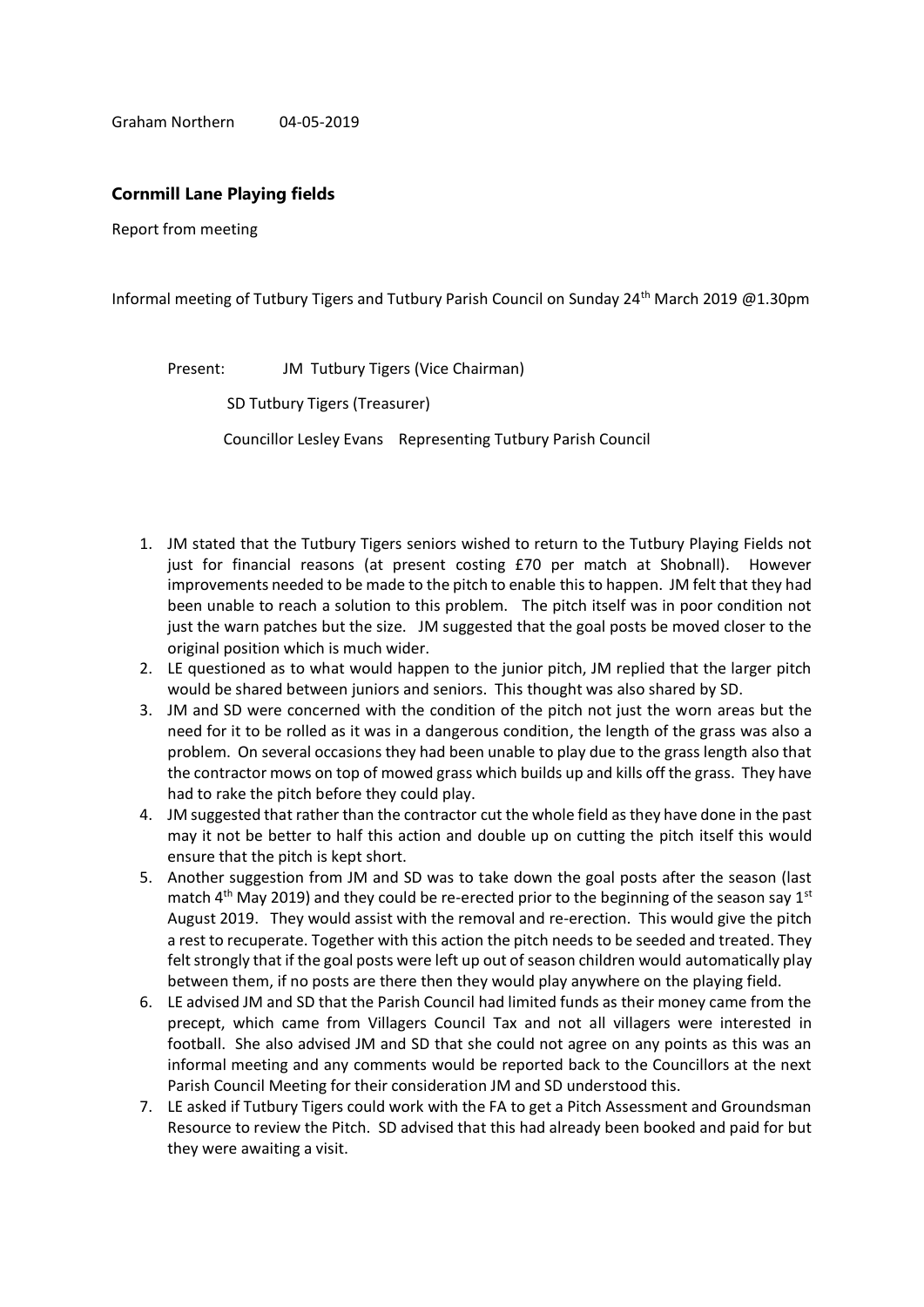Graham Northern 04-05-2019

## Cornmill Lane Playing fields

Report from meeting

Informal meeting of Tutbury Tigers and Tutbury Parish Council on Sunday 24th March 2019 @1.30pm

Present: JM Tutbury Tigers (Vice Chairman)

SD Tutbury Tigers (Treasurer)

Councillor Lesley Evans Representing Tutbury Parish Council

1. JM stated that the Tutbury Tigers seniors wished to return to the Tutbury Playing Fields not just for financial reasons (at present costing £70 per match at Shobnall). However improvements needed to be made to the pitch to enable this to happen. JM felt that they had been unable to reach a solution to this problem. The pitch itself was in poor condition not just the warn patches but the size. JM suggested that the goal posts be moved closer to the original position which is much wider.
2. LE questioned as to what would happen to the junior pitch, JM replied that the larger pitch would be shared between juniors and seniors. This thought was also shared by SD.
3. JM and SD were concerned with the condition of the pitch not just the worn areas but the need for it to be rolled as it was in a dangerous condition, the length of the grass was also a problem. On several occasions they had been unable to play due to the grass length also that the contractor mows on top of mowed grass which builds up and kills off the grass. They have had to rake the pitch before they could play.
4. JM suggested that rather than the contractor cut the whole field as they have done in the past may it not be better to half this action and double up on cutting the pitch itself this would ensure that the pitch is kept short.
5. Another suggestion from JM and SD was to take down the goal posts after the season (last match 4th May 2019) and they could be re-erected prior to the beginning of the season say 1st August 2019. They would assist with the removal and re-erection. This would give the pitch a rest to recuperate. Together with this action the pitch needs to be seeded and treated. They felt strongly that if the goal posts were left up out of season children would automatically play between them, if no posts are there then they would play anywhere on the playing field.
6. LE advised JM and SD that the Parish Council had limited funds as their money came from the precept, which came from Villagers Council Tax and not all villagers were interested in football. She also advised JM and SD that she could not agree on any points as this was an informal meeting and any comments would be reported back to the Councillors at the next Parish Council Meeting for their consideration JM and SD understood this.
7. LE asked if Tutbury Tigers could work with the FA to get a Pitch Assessment and Groundsman Resource to review the Pitch. SD advised that this had already been booked and paid for but they were awaiting a visit.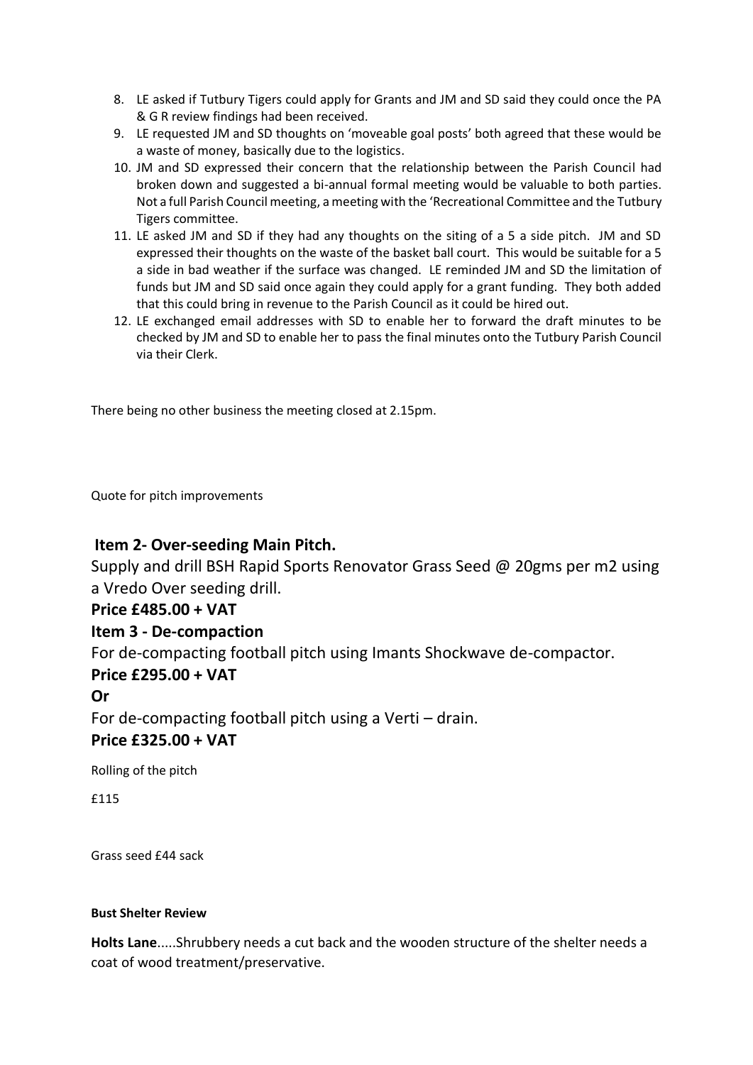8. LE asked if Tutbury Tigers could apply for Grants and JM and SD said they could once the PA & G R review findings had been received.
9. LE requested JM and SD thoughts on 'moveable goal posts' both agreed that these would be a waste of money, basically due to the logistics.
10. JM and SD expressed their concern that the relationship between the Parish Council had broken down and suggested a bi-annual formal meeting would be valuable to both parties. Not a full Parish Council meeting, a meeting with the 'Recreational Committee and the Tutbury Tigers committee.
11. LE asked JM and SD if they had any thoughts on the siting of a 5 a side pitch. JM and SD expressed their thoughts on the waste of the basket ball court. This would be suitable for a 5 a side in bad weather if the surface was changed. LE reminded JM and SD the limitation of funds but JM and SD said once again they could apply for a grant funding. They both added that this could bring in revenue to the Parish Council as it could be hired out.
12. LE exchanged email addresses with SD to enable her to forward the draft minutes to be checked by JM and SD to enable her to pass the final minutes onto the Tutbury Parish Council via their Clerk.

There being no other business the meeting closed at 2.15pm.

Quote for pitch improvements

**Item 2- Over-seeding Main Pitch.**

Supply and drill BSH Rapid Sports Renovator Grass Seed @ 20gms per m2 using a Vredo Over seeding drill.

**Price £485.00 + VAT**

**Item 3 - De-compaction**

For de-compacting football pitch using Imants Shockwave de-compactor.

**Price £295.00 + VAT**

**Or**

For de-compacting football pitch using a Verti – drain.

**Price £325.00 + VAT**

Rolling of the pitch

£115

Grass seed £44 sack

**Bust Shelter Review**

**Holts Lane**.....Shrubbery needs a cut back and the wooden structure of the shelter needs a coat of wood treatment/preservative.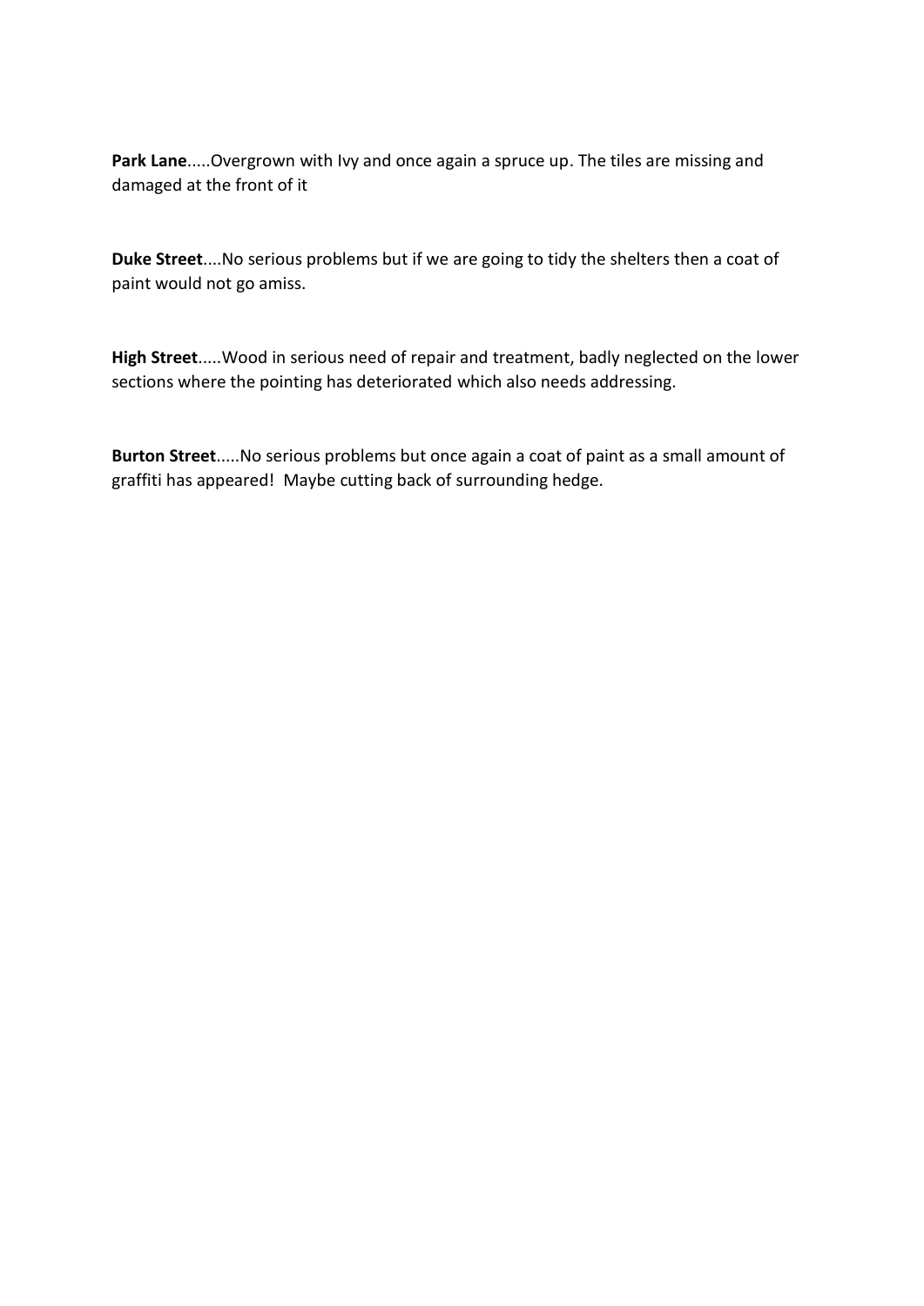**Park Lane**.....Overgrown with Ivy and once again a spruce up. The tiles are missing and damaged at the front of it

**Duke Street**....No serious problems but if we are going to tidy the shelters then a coat of paint would not go amiss.

**High Street**.....Wood in serious need of repair and treatment, badly neglected on the lower sections where the pointing has deteriorated which also needs addressing.

**Burton Street**.....No serious problems but once again a coat of paint as a small amount of graffiti has appeared! Maybe cutting back of surrounding hedge.